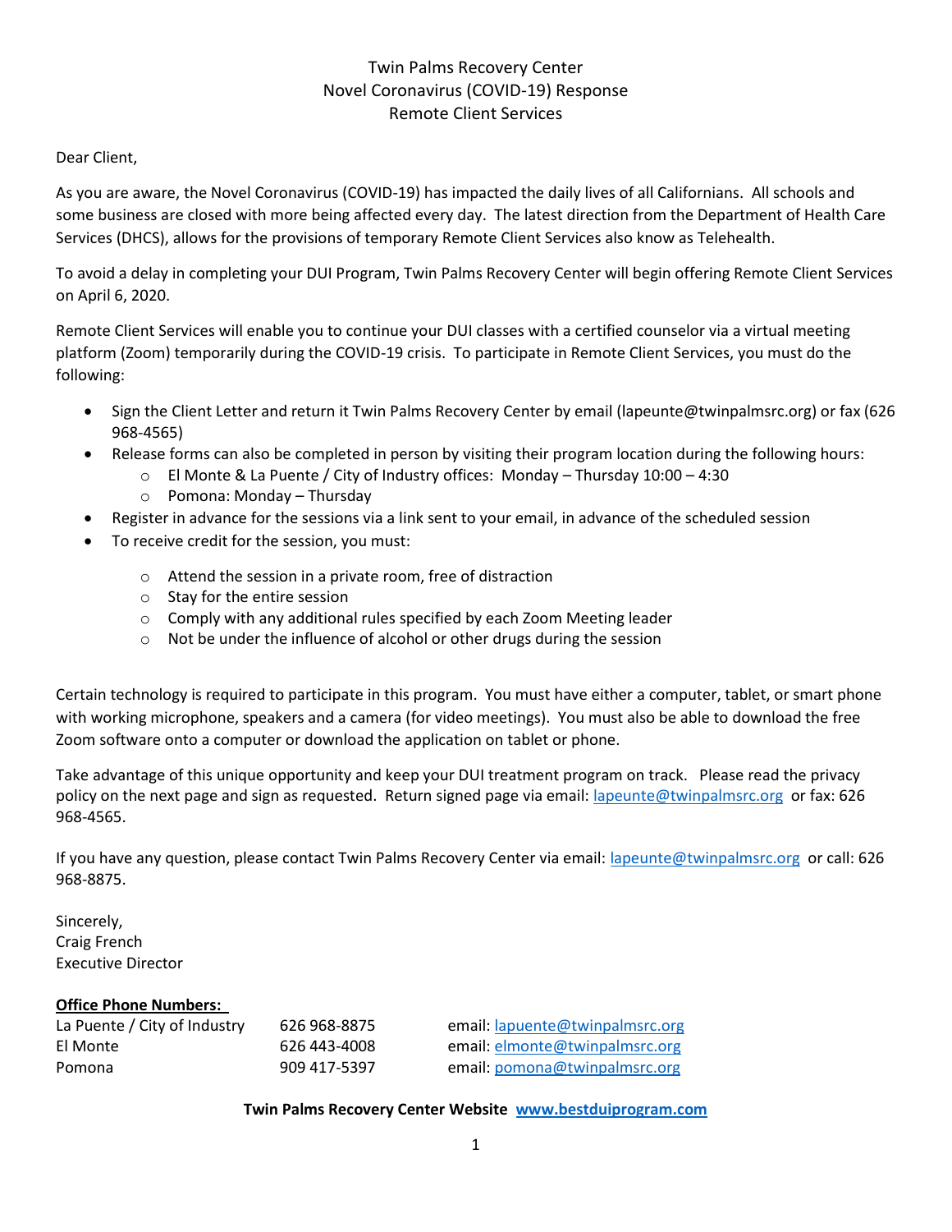# Twin Palms Recovery Center
## Novel Coronavirus (COVID-19) Response
## Remote Client Services

Dear Client,

As you are aware, the Novel Coronavirus (COVID-19) has impacted the daily lives of all Californians. All schools and some business are closed with more being affected every day. The latest direction from the Department of Health Care Services (DHCS), allows for the provisions of temporary Remote Client Services also know as Telehealth.

To avoid a delay in completing your DUI Program, Twin Palms Recovery Center will begin offering Remote Client Services on April 6, 2020.

Remote Client Services will enable you to continue your DUI classes with a certified counselor via a virtual meeting platform (Zoom) temporarily during the COVID-19 crisis. To participate in Remote Client Services, you must do the following:

- Sign the Client Letter and return it Twin Palms Recovery Center by email (lapeunte@twinpalmsrc.org) or fax (626 968-4565)
- Release forms can also be completed in person by visiting their program location during the following hours:
  - El Monte & La Puente / City of Industry offices: Monday – Thursday 10:00 – 4:30
  - Pomona: Monday – Thursday
- Register in advance for the sessions via a link sent to your email, in advance of the scheduled session
- To receive credit for the session, you must:
  - Attend the session in a private room, free of distraction
  - Stay for the entire session
  - Comply with any additional rules specified by each Zoom Meeting leader
  - Not be under the influence of alcohol or other drugs during the session

Certain technology is required to participate in this program. You must have either a computer, tablet, or smart phone with working microphone, speakers and a camera (for video meetings). You must also be able to download the free Zoom software onto a computer or download the application on tablet or phone.

Take advantage of this unique opportunity and keep your DUI treatment program on track. Please read the privacy policy on the next page and sign as requested. Return signed page via email: lapeunte@twinpalmsrc.org or fax: 626 968-4565.

If you have any question, please contact Twin Palms Recovery Center via email: lapeunte@twinpalmsrc.org or call: 626 968-8875.

Sincerely,
Craig French
Executive Director

**Office Phone Numbers:**

| | | |
|---|---|---|
| La Puente / City of Industry | 626 968-8875 | email: lapuente@twinpalmsrc.org |
| El Monte | 626 443-4008 | email: elmonte@twinpalmsrc.org |
| Pomona | 909 417-5397 | email: pomona@twinpalmsrc.org |

**Twin Palms Recovery Center Website www.bestduiprogram.com**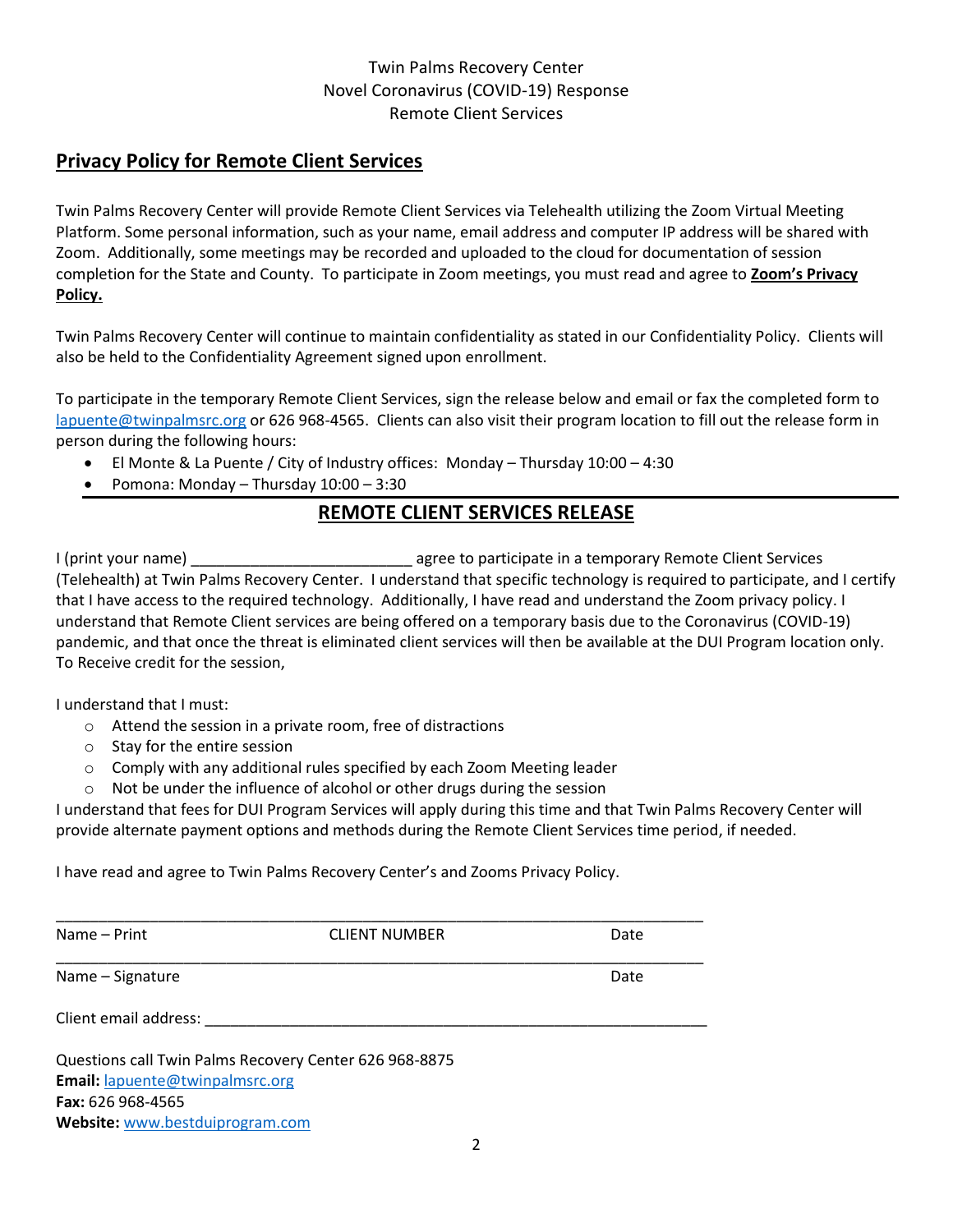Twin Palms Recovery Center
Novel Coronavirus (COVID-19) Response
Remote Client Services

## **Privacy Policy for Remote Client Services**

Twin Palms Recovery Center will provide Remote Client Services via Telehealth utilizing the Zoom Virtual Meeting Platform. Some personal information, such as your name, email address and computer IP address will be shared with Zoom. Additionally, some meetings may be recorded and uploaded to the cloud for documentation of session completion for the State and County. To participate in Zoom meetings, you must read and agree to **Zoom's Privacy Policy.**

Twin Palms Recovery Center will continue to maintain confidentiality as stated in our Confidentiality Policy. Clients will also be held to the Confidentiality Agreement signed upon enrollment.

To participate in the temporary Remote Client Services, sign the release below and email or fax the completed form to lapuente@twinpalmsrc.org or 626 968-4565. Clients can also visit their program location to fill out the release form in person during the following hours:

- El Monte & La Puente / City of Industry offices: Monday – Thursday 10:00 – 4:30
- Pomona: Monday – Thursday 10:00 – 3:30

## **REMOTE CLIENT SERVICES RELEASE**

I (print your name) ___________________________ agree to participate in a temporary Remote Client Services (Telehealth) at Twin Palms Recovery Center. I understand that specific technology is required to participate, and I certify that I have access to the required technology. Additionally, I have read and understand the Zoom privacy policy. I understand that Remote Client services are being offered on a temporary basis due to the Coronavirus (COVID-19) pandemic, and that once the threat is eliminated client services will then be available at the DUI Program location only. To Receive credit for the session,

I understand that I must:

- Attend the session in a private room, free of distractions
- Stay for the entire session
- Comply with any additional rules specified by each Zoom Meeting leader
- Not be under the influence of alcohol or other drugs during the session

I understand that fees for DUI Program Services will apply during this time and that Twin Palms Recovery Center will provide alternate payment options and methods during the Remote Client Services time period, if needed.

I have read and agree to Twin Palms Recovery Center's and Zooms Privacy Policy.

_______________________________________________________________________________

Name – Print CLIENT NUMBER Date

_______________________________________________________________________________

Name – Signature Date

Client email address: _______________________________________________________________

Questions call Twin Palms Recovery Center 626 968-8875
**Email:** lapuente@twinpalmsrc.org
**Fax:** 626 968-4565
**Website:** www.bestduiprogram.com